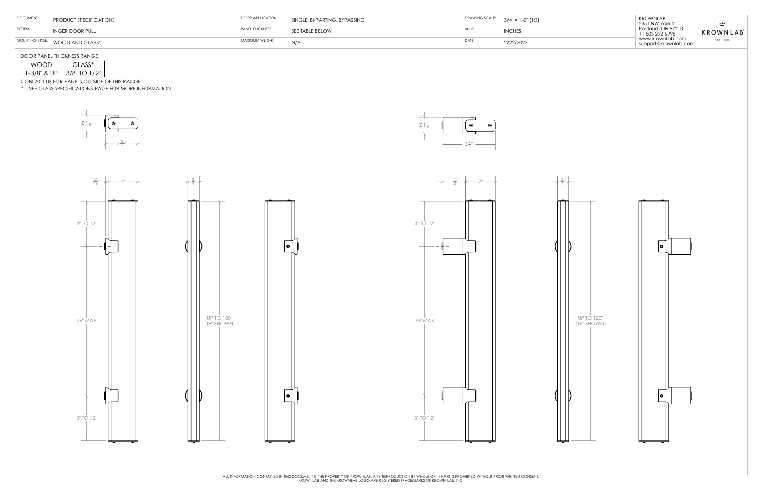| DOCUMENT: | PRODUCT SPECIFICATIONS | DOOR APPLICATION: | SINGLE, BI-PARTING, BYPASSING | DRAWING SCALE: | 3/4" = 1'-0" (1:3) |
|---|---|---|---|---|---|
| SYSTEM: | INGER DOOR PULL | PANEL THICKNESS: | SEE TABLE BELOW | UNITS: | INCHES |
| MOUNTING STYLE: | WOOD AND GLASS* | MAXIMUM WEIGHT: | N/A | DATE: | 2/22/2022 |

KROWNLAB
2351 NW York St.
Portland, OR 97210
+1 503 292 6998
www.krownlab.com
support@krownlab.com

DOOR PANEL THICKNESS RANGE

| WOOD | GLASS* |
|---|---|
| 1-3/8" & UP | 3/8" TO 1/2" |

CONTACT US FOR PANELS OUTSIDE OF THIS RANGE

* = SEE GLASS SPECIFICATIONS PAGE FOR MORE INFORMATION

Ø1 1/8"

2 3/16"

3/16"

2"

3/4"

3" TO 12"

36" MAX

UP TO 120" (16" SHOWN)

3" TO 12"

Ø1 1/8"

3 1/2"

1 1/2"

2"

3/4"

3" TO 12"

36" MAX

UP TO 120" (16" SHOWN)

3" TO 12"

ALL INFORMATION CONTAINED IN THIS DOCUMENT IS THE PROPERTY OF KROWNLAB. ANY REPRODUCTION IN WHOLE OR IN PART IS PROHIBITED WITHOUT PRIOR WRITTEN CONSENT. KROWNLAB AND THE KROWNLAB LOGO ARE REGISTERED TRADEMARKS OF KROWN LAB, INC.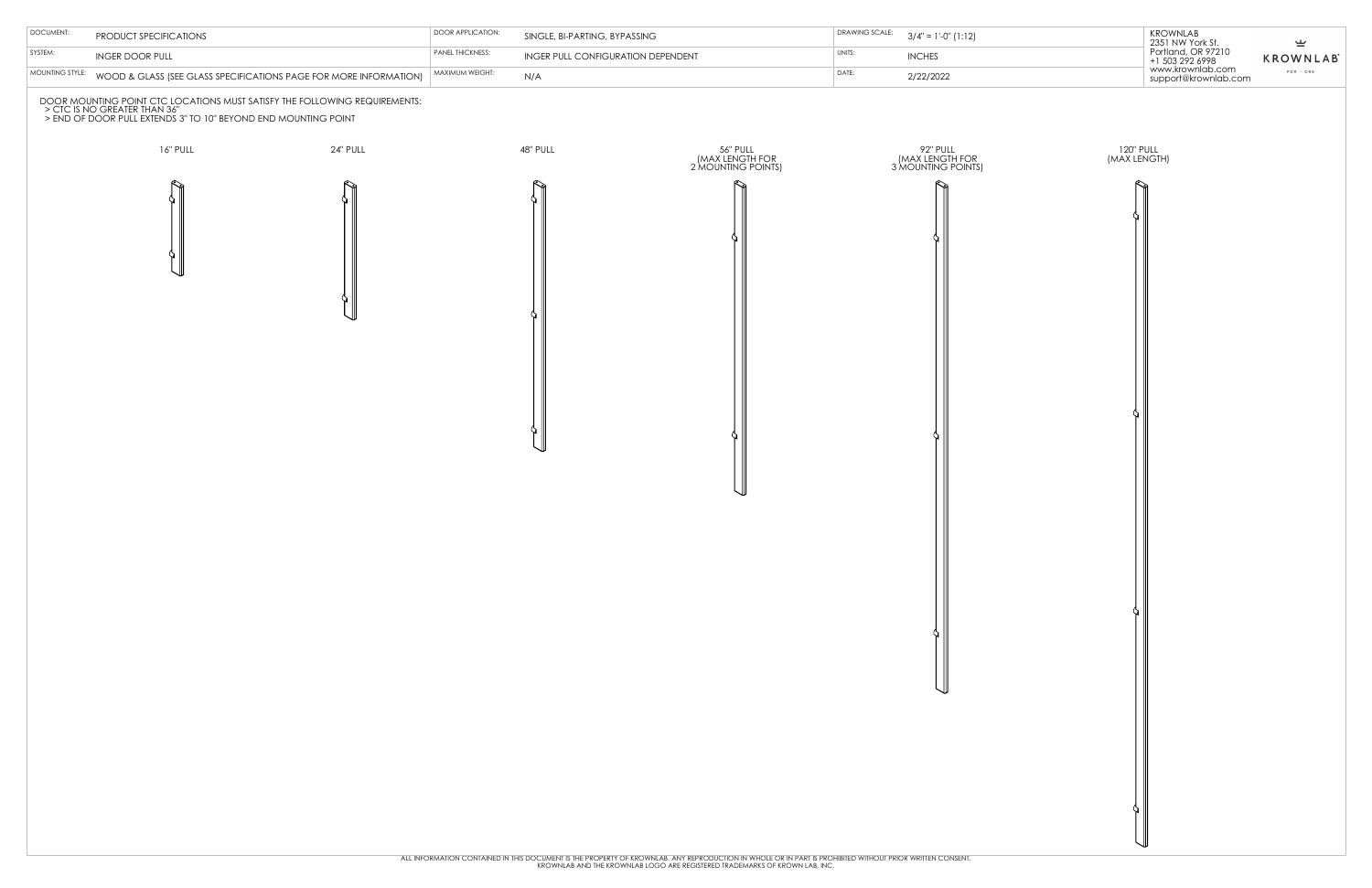| DOCUMENT: | PRODUCT SPECIFICATIONS | DOOR APPLICATION: | SINGLE, BI-PARTING, BYPASSING | DRAWING SCALE: | 3/4" = 1'-0" (1:12) |
|---|---|---|---|---|---|
| SYSTEM: | INGER DOOR PULL | PANEL THICKNESS: | INGER PULL CONFIGURATION DEPENDENT | UNITS: | INCHES |
| MOUNTING STYLE: | WOOD & GLASS (SEE GLASS SPECIFICATIONS PAGE FOR MORE INFORMATION) | MAXIMUM WEIGHT: | N/A | DATE: | 2/22/2022 |

KROWNLAB
2351 NW York St.
Portland, OR 97210
+1 503 292 6998
www.krownlab.com
support@krownlab.com

KROWNLAB

DOOR MOUNTING POINT CTC LOCATIONS MUST SATISFY THE FOLLOWING REQUIREMENTS:
> CTC IS NO GREATER THAN 36"
> END OF DOOR PULL EXTENDS 3" TO 10" BEYOND END MOUNTING POINT

16" PULL

24" PULL

48" PULL

56" PULL
(MAX LENGTH FOR
2 MOUNTING POINTS)

92" PULL
(MAX LENGTH FOR
3 MOUNTING POINTS)

120" PULL
(MAX LENGTH)

ALL INFORMATION CONTAINED IN THIS DOCUMENT IS THE PROPERTY OF KROWNLAB. ANY REPRODUCTION IN WHOLE OR IN PART IS PROHIBITED WITHOUT PRIOR WRITTEN CONSENT.
KROWNLAB AND THE KROWNLAB LOGO ARE REGISTERED TRADEMARKS OF KROWN LAB, INC.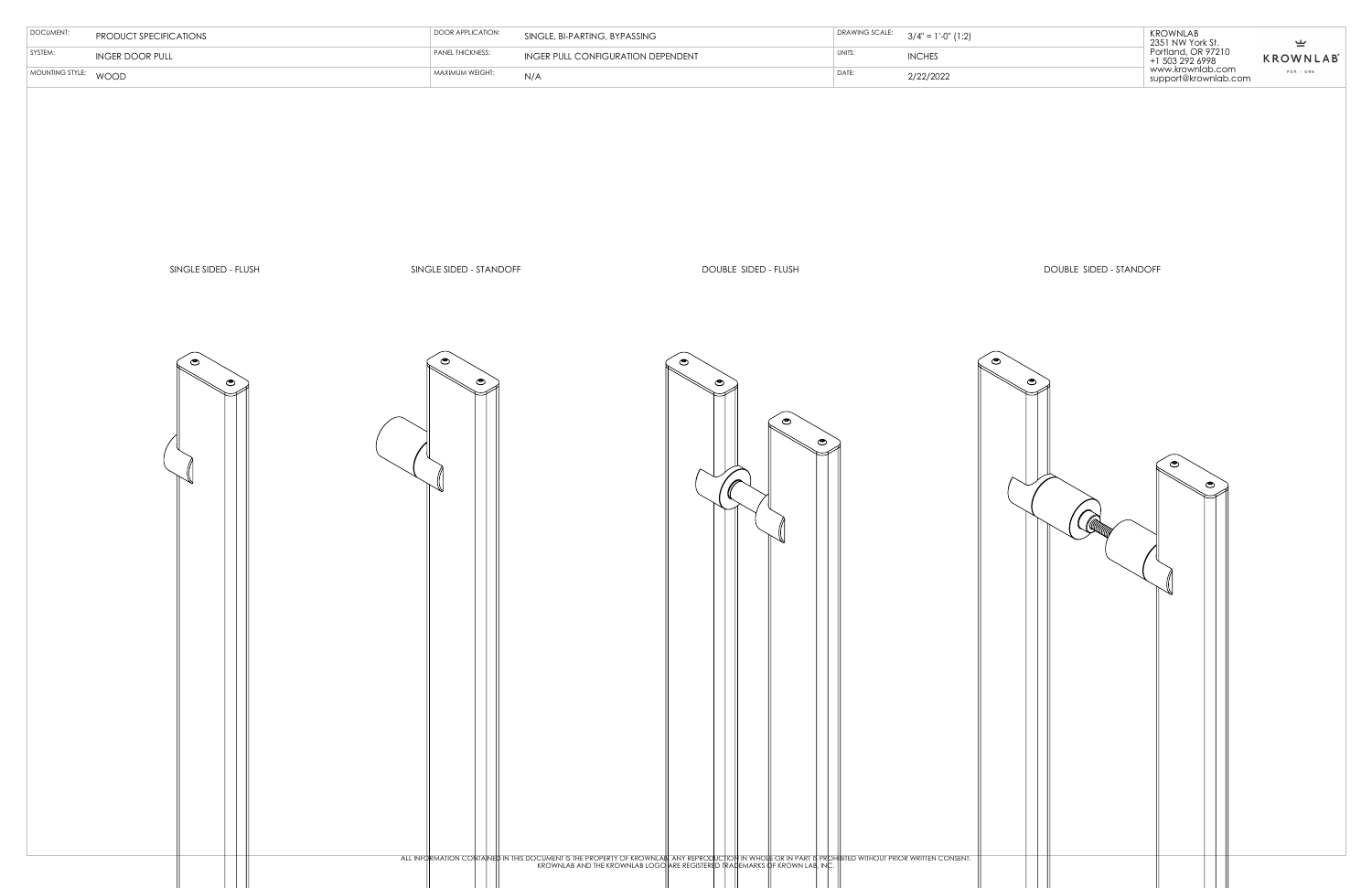| DOCUMENT: | PRODUCT SPECIFICATIONS | DOOR APPLICATION: | SINGLE, BI-PARTING, BYPASSING | DRAWING SCALE: | 3/4" = 1'-0" (1:2) |
| --- | --- | --- | --- | --- | --- |
| SYSTEM: | INGER DOOR PULL | PANEL THICKNESS: | INGER PULL CONFIGURATION DEPENDENT | UNITS: | INCHES |
| MOUNTING STYLE: | WOOD | MAXIMUM WEIGHT: | N/A | DATE: | 2/22/2022 |

KROWNLAB
2351 NW York St.
Portland, OR 97210
+1 503 292 6998
www.krownlab.com
support@krownlab.com

KROWNLAB

SINGLE SIDED - FLUSH

SINGLE SIDED - STANDOFF

DOUBLE SIDED - FLUSH

DOUBLE SIDED - STANDOFF

ALL INFORMATION CONTAINED IN THIS DOCUMENT IS THE PROPERTY OF KROWNLAB. ANY REPRODUCTION IN WHOLE OR IN PART IS PROHIBITED WITHOUT PRIOR WRITTEN CONSENT. KROWNLAB AND THE KROWNLAB LOGO ARE REGISTERED TRADEMARKS OF KROWN LAB, INC.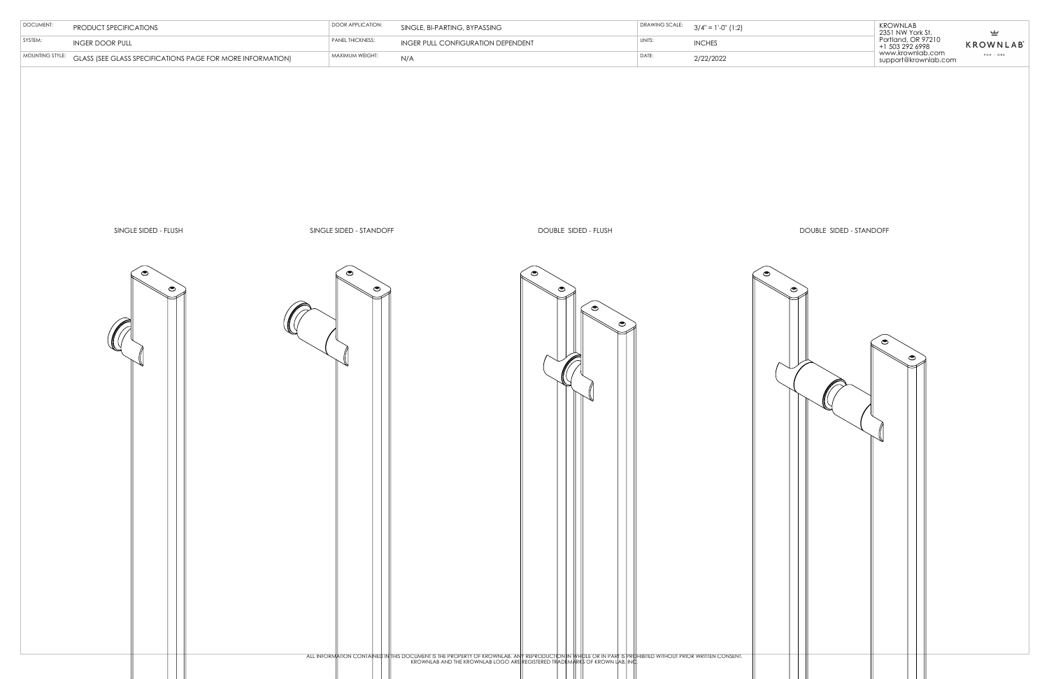| DOCUMENT: | PRODUCT SPECIFICATIONS | DOOR APPLICATION: | SINGLE, BI-PARTING, BYPASSING | DRAWING SCALE: | 3/4" = 1'-0" (1:2) |
|---|---|---|---|---|---|
| SYSTEM: | INGER DOOR PULL | PANEL THICKNESS: | INGER PULL CONFIGURATION DEPENDENT | UNITS: | INCHES |
| MOUNTING STYLE: | GLASS (SEE GLASS SPECIFICATIONS PAGE FOR MORE INFORMATION) | MAXIMUM WEIGHT: | N/A | DATE: | 2/22/2022 |

KROWNLAB
2351 NW York St.
Portland, OR 97210
+1 503 292 6998
www.krownlab.com
support@krownlab.com

KROWNLAB

SINGLE SIDED - FLUSH

SINGLE SIDED - STANDOFF

DOUBLE SIDED - FLUSH

DOUBLE SIDED - STANDOFF

ALL INFORMATION CONTAINED IN THIS DOCUMENT IS THE PROPERTY OF KROWNLAB. ANY REPRODUCTION IN WHOLE OR IN PART IS PROHIBITED WITHOUT PRIOR WRITTEN CONSENT.
KROWNLAB AND THE KROWNLAB LOGO ARE REGISTERED TRADEMARKS OF KROWN LAB, INC.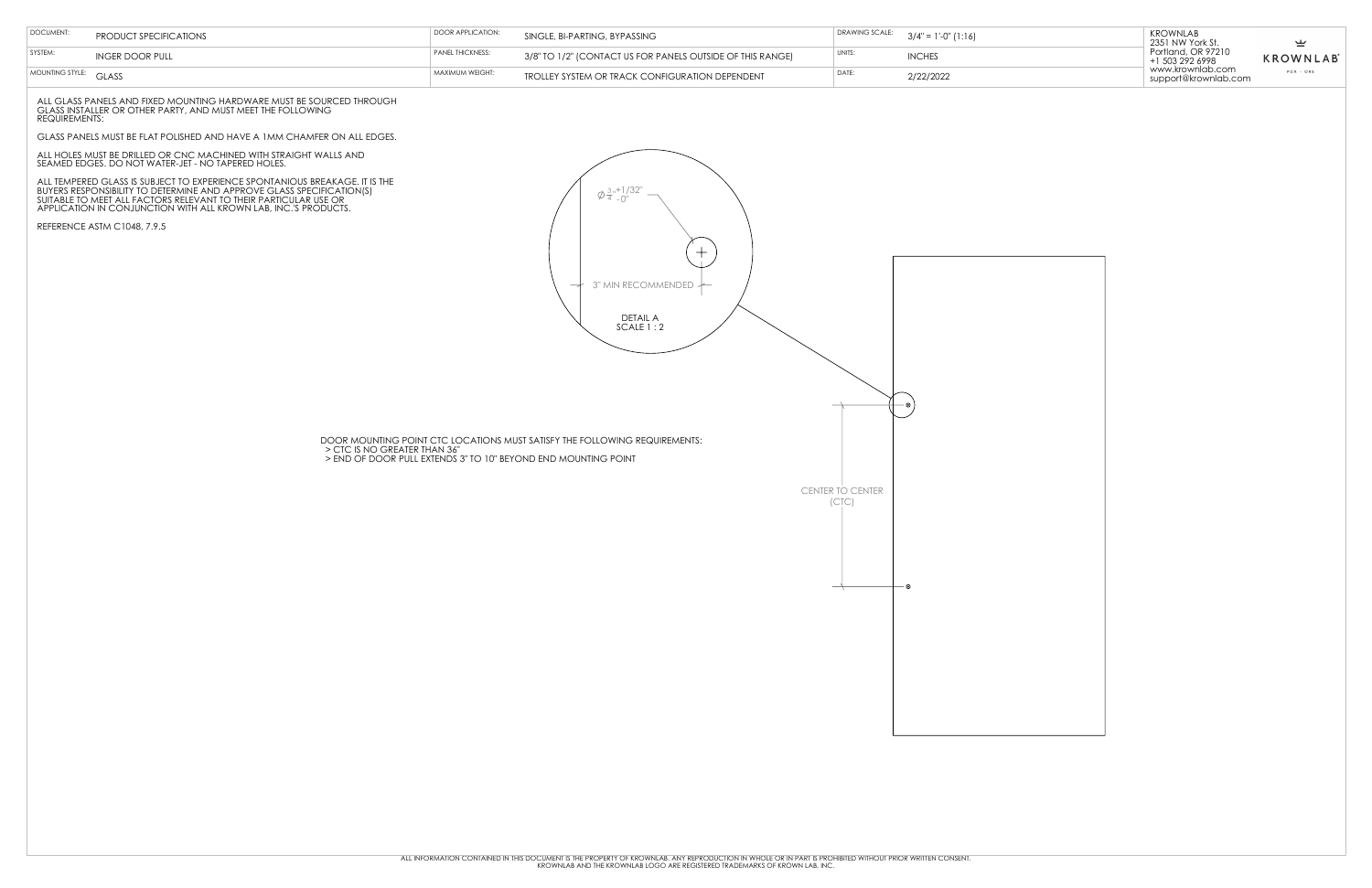| | | | | | | |
|---|---|---|---|---|---|---|
| DOCUMENT: | PRODUCT SPECIFICATIONS | DOOR APPLICATION: | SINGLE, BI-PARTING, BYPASSING | DRAWING SCALE: | 3/4" = 1'-0" (1:16) | KROWNLAB 2351 NW York St. Portland, OR 97210 +1 503 292 6998 www.krownlab.com support@krownlab.com |
| SYSTEM: | INGER DOOR PULL | PANEL THICKNESS: | 3/8" TO 1/2" (CONTACT US FOR PANELS OUTSIDE OF THIS RANGE) | UNITS: | INCHES | |
| MOUNTING STYLE: | GLASS | MAXIMUM WEIGHT: | TROLLEY SYSTEM OR TRACK CONFIGURATION DEPENDENT | DATE: | 2/22/2022 | |

ALL GLASS PANELS AND FIXED MOUNTING HARDWARE MUST BE SOURCED THROUGH GLASS INSTALLER OR OTHER PARTY, AND MUST MEET THE FOLLOWING REQUIREMENTS:

GLASS PANELS MUST BE FLAT POLISHED AND HAVE A 1MM CHAMFER ON ALL EDGES.

ALL HOLES MUST BE DRILLED OR CNC MACHINED WITH STRAIGHT WALLS AND SEAMED EDGES. DO NOT WATER-JET - NO TAPERED HOLES.

ALL TEMPERED GLASS IS SUBJECT TO EXPERIENCE SPONTANIOUS BREAKAGE. IT IS THE BUYERS RESPONSIBILITY TO DETERMINE AND APPROVE GLASS SPECIFICATION(S) SUITABLE TO MEET ALL FACTORS RELEVANT TO THEIR PARTICULAR USE OR APPLICATION IN CONJUNCTION WITH ALL KROWN LAB, INC.'S PRODUCTS.

REFERENCE ASTM C1048, 7.9.5

$\varnothing \frac{3}{4}"^{+1/32"}_{-0"}$

3" MIN RECOMMENDED

DETAIL A
SCALE 1 : 2

DOOR MOUNTING POINT CTC LOCATIONS MUST SATISFY THE FOLLOWING REQUIREMENTS:
> CTC IS NO GREATER THAN 36"
> END OF DOOR PULL EXTENDS 3" TO 10" BEYOND END MOUNTING POINT

CENTER TO CENTER
(CTC)

ALL INFORMATION CONTAINED IN THIS DOCUMENT IS THE PROPERTY OF KROWNLAB. ANY REPRODUCTION IN WHOLE OR IN PART IS PROHIBITED WITHOUT PRIOR WRITTEN CONSENT.
KROWNLAB AND THE KROWNLAB LOGO ARE REGISTERED TRADEMARKS OF KROWN LAB, INC.